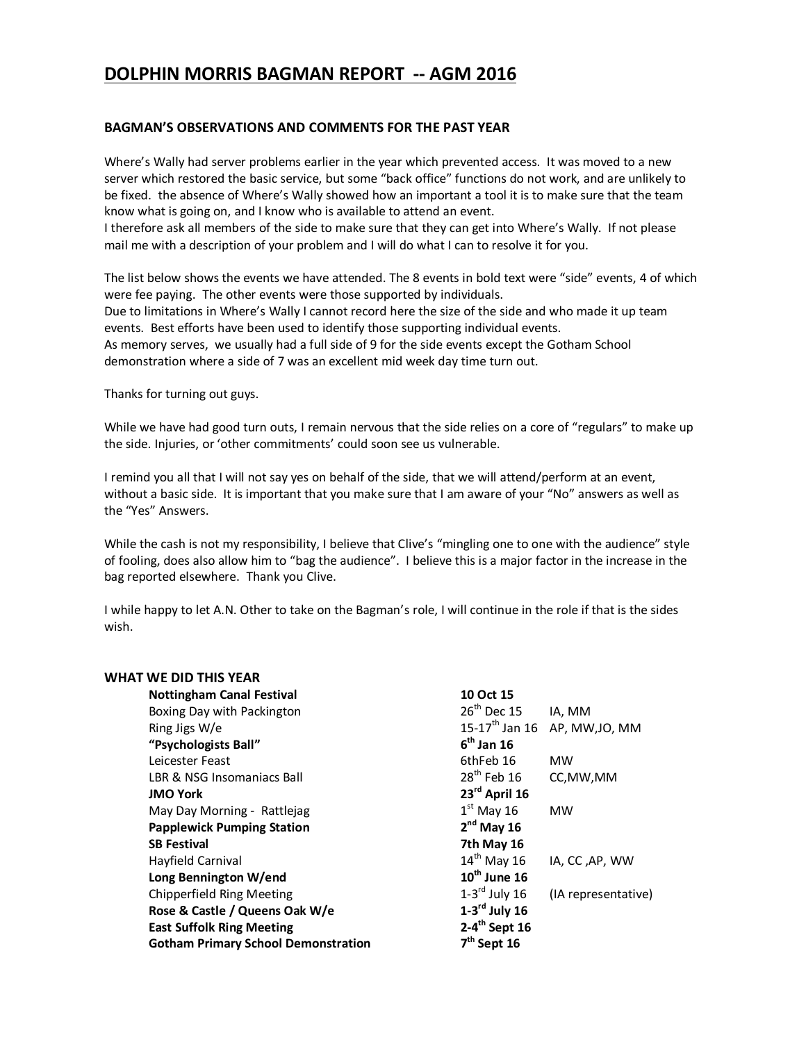# DOLPHIN MORRIS BAGMAN REPORT -- AGM 2016

## BAGMAN'S OBSERVATIONS AND COMMENTS FOR THE PAST YEAR

Where's Wally had server problems earlier in the year which prevented access. It was moved to a new server which restored the basic service, but some "back office" functions do not work, and are unlikely to be fixed. the absence of Where's Wally showed how an important a tool it is to make sure that the team know what is going on, and I know who is available to attend an event.
I therefore ask all members of the side to make sure that they can get into Where's Wally. If not please mail me with a description of your problem and I will do what I can to resolve it for you.

The list below shows the events we have attended. The 8 events in bold text were "side" events, 4 of which were fee paying. The other events were those supported by individuals.
Due to limitations in Where's Wally I cannot record here the size of the side and who made it up team events. Best efforts have been used to identify those supporting individual events.
As memory serves, we usually had a full side of 9 for the side events except the Gotham School demonstration where a side of 7 was an excellent mid week day time turn out.

Thanks for turning out guys.

While we have had good turn outs, I remain nervous that the side relies on a core of "regulars" to make up the side. Injuries, or 'other commitments' could soon see us vulnerable.

I remind you all that I will not say yes on behalf of the side, that we will attend/perform at an event, without a basic side. It is important that you make sure that I am aware of your "No" answers as well as the "Yes" Answers.

While the cash is not my responsibility, I believe that Clive's "mingling one to one with the audience" style of fooling, does also allow him to "bag the audience". I believe this is a major factor in the increase in the bag reported elsewhere. Thank you Clive.

I while happy to let A.N. Other to take on the Bagman's role, I will continue in the role if that is the sides wish.

## WHAT WE DID THIS YEAR

| Event | Date | Attendees |
|---|---|---|
| **Nottingham Canal Festival** | **10 Oct 15** | |
| Boxing Day with Packington | 26th Dec 15 | IA, MM |
| Ring Jigs W/e | 15-17th Jan 16 | AP, MW,JO, MM |
| **"Psychologists Ball"** | **6th Jan 16** | |
| Leicester Feast | 6thFeb 16 | MW |
| LBR & NSG Insomaniacs Ball | 28th Feb 16 | CC,MW,MM |
| **JMO York** | **23rd April 16** | |
| May Day Morning - Rattlejag | 1st May 16 | MW |
| **Papplewick Pumping Station** | **2nd May 16** | |
| **SB Festival** | **7th May 16** | |
| Hayfield Carnival | 14th May 16 | IA, CC ,AP, WW |
| **Long Bennington W/end** | **10th June 16** | |
| Chipperfield Ring Meeting | 1-3rd July 16 | (IA representative) |
| **Rose & Castle / Queens Oak W/e** | **1-3rd July 16** | |
| **East Suffolk Ring Meeting** | **2-4th Sept 16** | |
| **Gotham Primary School Demonstration** | **7th Sept 16** | |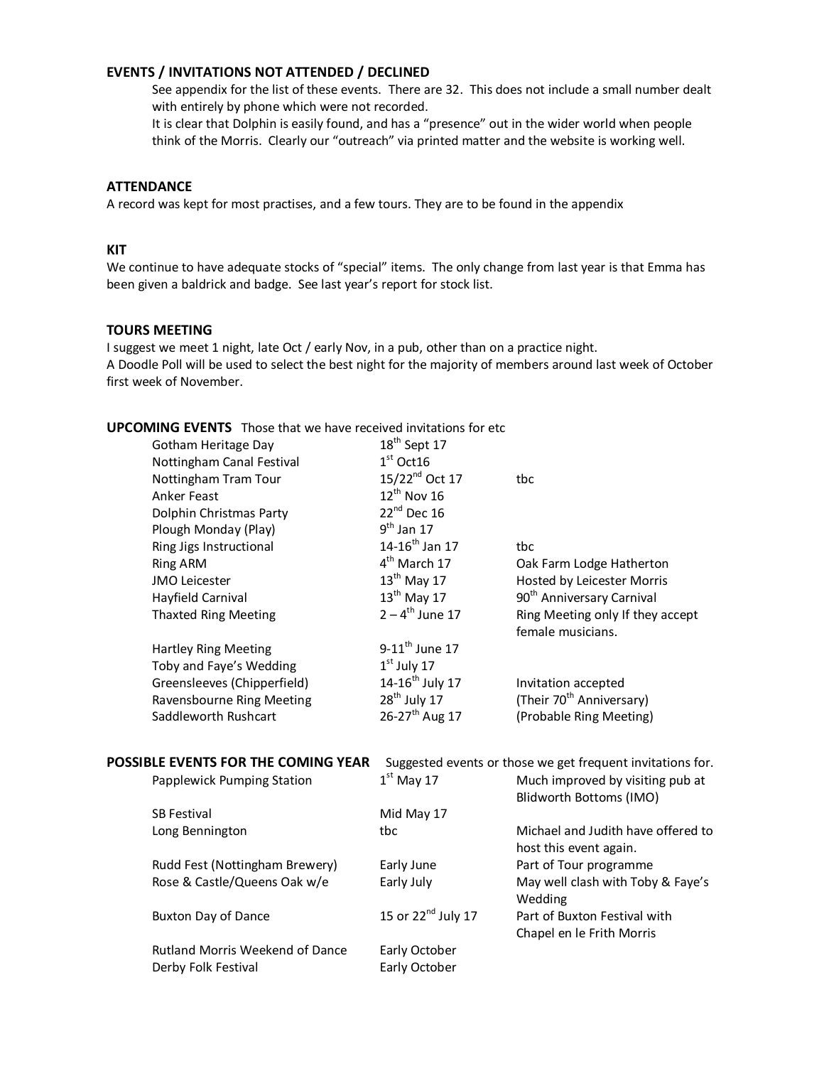### EVENTS / INVITATIONS NOT ATTENDED / DECLINED

See appendix for the list of these events. There are 32. This does not include a small number dealt with entirely by phone which were not recorded.

It is clear that Dolphin is easily found, and has a "presence" out in the wider world when people think of the Morris. Clearly our "outreach" via printed matter and the website is working well.

### ATTENDANCE

A record was kept for most practises, and a few tours. They are to be found in the appendix

### KIT

We continue to have adequate stocks of "special" items. The only change from last year is that Emma has been given a baldrick and badge. See last year's report for stock list.

### TOURS MEETING

I suggest we meet 1 night, late Oct / early Nov, in a pub, other than on a practice night.

A Doodle Poll will be used to select the best night for the majority of members around last week of October first week of November.

### UPCOMING EVENTS

Those that we have received invitations for etc

| Event | Date | Notes |
|---|---|---|
| Gotham Heritage Day | 18th Sept 17 | |
| Nottingham Canal Festival | 1st Oct16 | |
| Nottingham Tram Tour | 15/22nd Oct 17 | tbc |
| Anker Feast | 12th Nov 16 | |
| Dolphin Christmas Party | 22nd Dec 16 | |
| Plough Monday (Play) | 9th Jan 17 | |
| Ring Jigs Instructional | 14-16th Jan 17 | tbc |
| Ring ARM | 4th March 17 | Oak Farm Lodge Hatherton |
| JMO Leicester | 13th May 17 | Hosted by Leicester Morris |
| Hayfield Carnival | 13th May 17 | 90th Anniversary Carnival |
| Thaxted Ring Meeting | 2 – 4th June 17 | Ring Meeting only If they accept female musicians. |
| Hartley Ring Meeting | 9-11th June 17 | |
| Toby and Faye's Wedding | 1st July 17 | |
| Greensleeves (Chipperfield) | 14-16th July 17 | Invitation accepted |
| Ravensbourne Ring Meeting | 28th July 17 | (Their 70th Anniversary) |
| Saddleworth Rushcart | 26-27th Aug 17 | (Probable Ring Meeting) |

### POSSIBLE EVENTS FOR THE COMING YEAR

Suggested events or those we get frequent invitations for.

| Event | Date | Notes |
|---|---|---|
| Papplewick Pumping Station | 1st May 17 | Much improved by visiting pub at Blidworth Bottoms (IMO) |
| SB Festival | Mid May 17 | |
| Long Bennington | tbc | Michael and Judith have offered to host this event again. |
| Rudd Fest (Nottingham Brewery) | Early June | Part of Tour programme |
| Rose & Castle/Queens Oak w/e | Early July | May well clash with Toby & Faye's Wedding |
| Buxton Day of Dance | 15 or 22nd July 17 | Part of Buxton Festival with Chapel en le Frith Morris |
| Rutland Morris Weekend of Dance | Early October | |
| Derby Folk Festival | Early October | |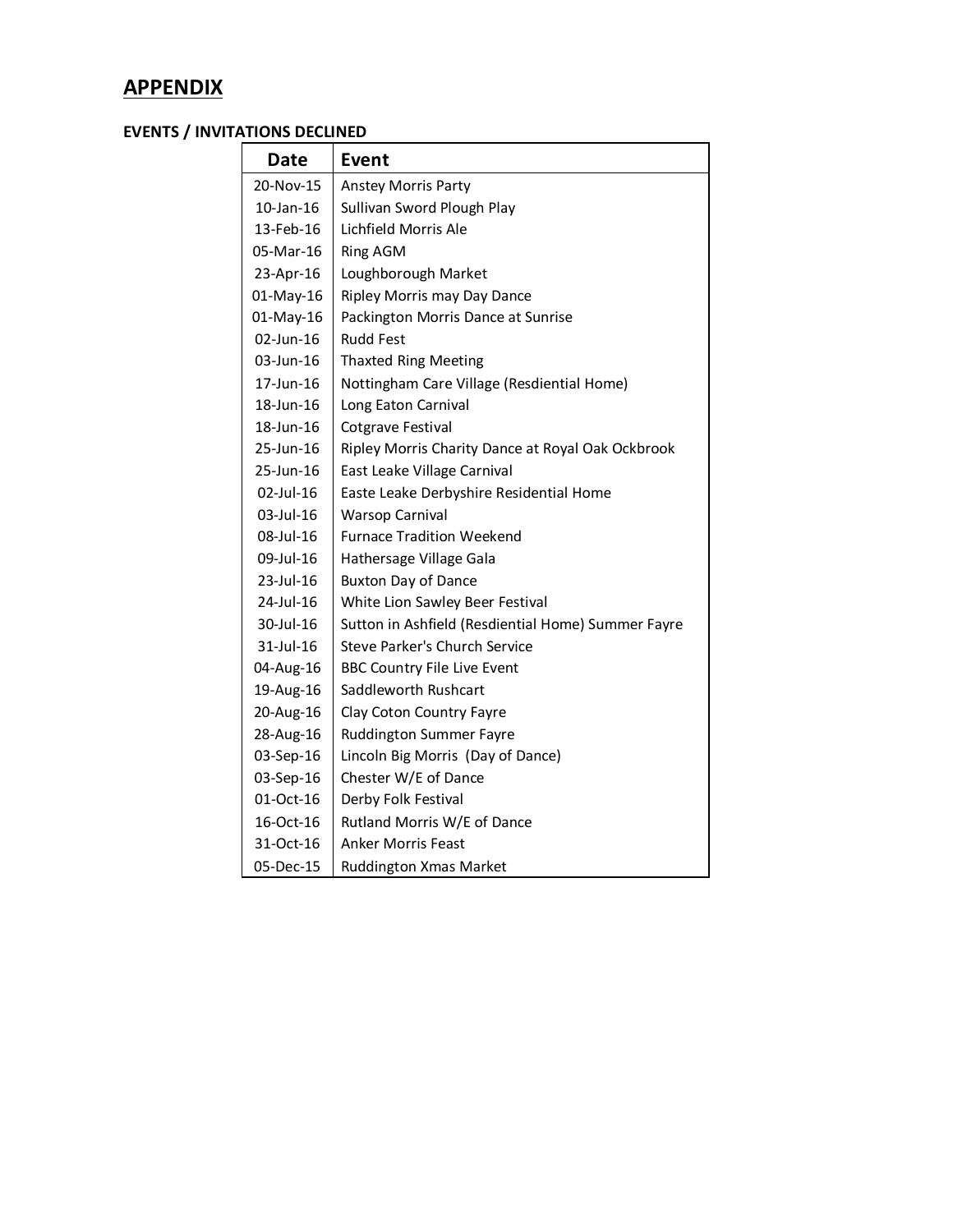# APPENDIX

### EVENTS / INVITATIONS DECLINED

| Date | Event |
|---|---|
| 20-Nov-15 | Anstey Morris Party |
| 10-Jan-16 | Sullivan Sword Plough Play |
| 13-Feb-16 | Lichfield Morris Ale |
| 05-Mar-16 | Ring AGM |
| 23-Apr-16 | Loughborough Market |
| 01-May-16 | Ripley Morris may Day Dance |
| 01-May-16 | Packington Morris Dance at Sunrise |
| 02-Jun-16 | Rudd Fest |
| 03-Jun-16 | Thaxted Ring Meeting |
| 17-Jun-16 | Nottingham Care Village (Resdiential Home) |
| 18-Jun-16 | Long Eaton Carnival |
| 18-Jun-16 | Cotgrave Festival |
| 25-Jun-16 | Ripley Morris Charity Dance at Royal Oak Ockbrook |
| 25-Jun-16 | East Leake Village Carnival |
| 02-Jul-16 | Easte Leake Derbyshire Residential Home |
| 03-Jul-16 | Warsop Carnival |
| 08-Jul-16 | Furnace Tradition Weekend |
| 09-Jul-16 | Hathersage Village Gala |
| 23-Jul-16 | Buxton Day of Dance |
| 24-Jul-16 | White Lion Sawley Beer Festival |
| 30-Jul-16 | Sutton in Ashfield (Resdiential Home) Summer Fayre |
| 31-Jul-16 | Steve Parker's Church Service |
| 04-Aug-16 | BBC Country File Live Event |
| 19-Aug-16 | Saddleworth Rushcart |
| 20-Aug-16 | Clay Coton Country Fayre |
| 28-Aug-16 | Ruddington Summer Fayre |
| 03-Sep-16 | Lincoln Big Morris  (Day of Dance) |
| 03-Sep-16 | Chester W/E of Dance |
| 01-Oct-16 | Derby Folk Festival |
| 16-Oct-16 | Rutland Morris W/E of Dance |
| 31-Oct-16 | Anker Morris Feast |
| 05-Dec-15 | Ruddington Xmas Market |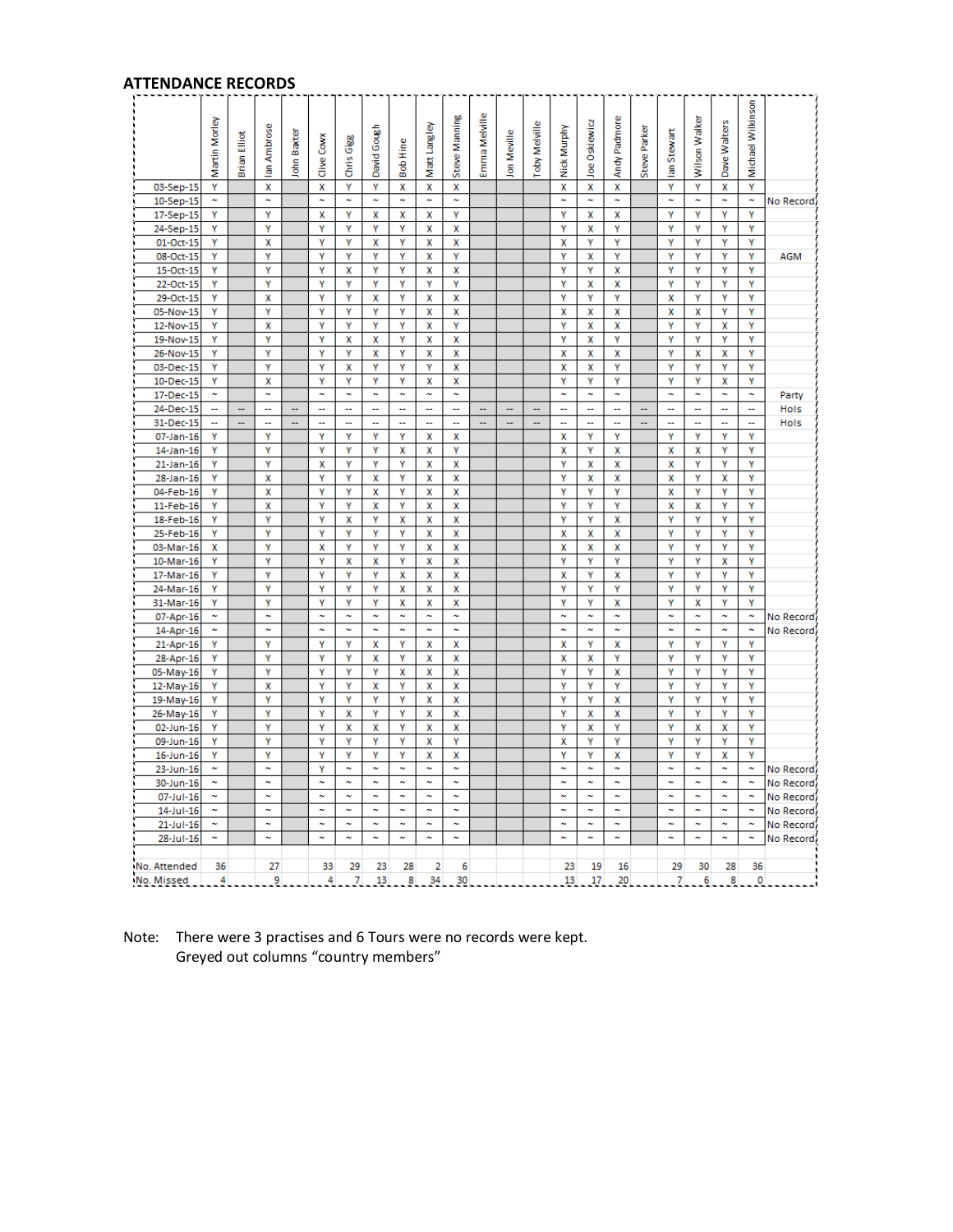## ATTENDANCE RECORDS

| | Martin Morley | Brian Elliot | Ian Ambrose | John Baxter | Clive Cowx | Chris Gigg | David Gough | Bob Hine | Matt Langley | Steve Manning | Emma Melville | Jon Melville | Toby Melville | Nick Murphy | Joe Oskiewicz | Andy Padmore | Steve Parker | Ian Stewart | Wilson Walker | Dave Walters | Michael Wilkinson | |
|---|---|---|---|---|---|---|---|---|---|---|---|---|---|---|---|---|---|---|---|---|---|---|
| 03-Sep-15 | Y | | X | | X | Y | Y | X | X | X | | | | X | X | X | | Y | Y | X | Y | |
| 10-Sep-15 | ~ | | ~ | | ~ | ~ | ~ | ~ | ~ | ~ | | | | ~ | ~ | ~ | | ~ | ~ | ~ | ~ | No Record |
| 17-Sep-15 | Y | | Y | | X | Y | X | X | X | Y | | | | Y | X | X | | Y | Y | Y | Y | |
| 24-Sep-15 | Y | | Y | | Y | Y | Y | Y | X | X | | | | Y | X | Y | | Y | Y | Y | Y | |
| 01-Oct-15 | Y | | X | | Y | Y | X | Y | X | X | | | | X | Y | Y | | Y | Y | Y | Y | |
| 08-Oct-15 | Y | | Y | | Y | Y | Y | Y | X | Y | | | | Y | X | Y | | Y | Y | Y | Y | AGM |
| 15-Oct-15 | Y | | Y | | Y | X | Y | Y | X | X | | | | Y | Y | X | | Y | Y | Y | Y | |
| 22-Oct-15 | Y | | Y | | Y | Y | Y | Y | Y | Y | | | | Y | X | X | | Y | Y | Y | Y | |
| 29-Oct-15 | Y | | X | | Y | Y | X | Y | X | X | | | | Y | Y | Y | | X | Y | Y | Y | |
| 05-Nov-15 | Y | | Y | | Y | Y | Y | Y | X | X | | | | X | X | X | | X | X | Y | Y | |
| 12-Nov-15 | Y | | X | | Y | Y | Y | Y | X | Y | | | | Y | X | X | | Y | Y | X | Y | |
| 19-Nov-15 | Y | | Y | | Y | X | X | Y | X | X | | | | Y | X | Y | | Y | Y | Y | Y | |
| 26-Nov-15 | Y | | Y | | Y | Y | X | Y | X | X | | | | X | X | X | | Y | X | X | Y | |
| 03-Dec-15 | Y | | Y | | Y | X | Y | Y | Y | X | | | | X | X | Y | | Y | Y | Y | Y | |
| 10-Dec-15 | Y | | X | | Y | Y | Y | Y | X | X | | | | Y | Y | Y | | Y | Y | X | Y | |
| 17-Dec-15 | ~ | | ~ | | ~ | ~ | ~ | ~ | ~ | ~ | | | | ~ | ~ | ~ | | ~ | ~ | ~ | ~ | Party |
| 24-Dec-15 | -- | -- | -- | -- | -- | -- | -- | -- | -- | -- | -- | -- | -- | -- | -- | -- | -- | -- | -- | -- | -- | Hols |
| 31-Dec-15 | -- | -- | -- | -- | -- | -- | -- | -- | -- | -- | -- | -- | -- | -- | -- | -- | | -- | -- | -- | -- | Hols |
| 07-Jan-16 | Y | | Y | | Y | Y | Y | Y | X | X | | | | X | Y | Y | | Y | Y | Y | Y | |
| 14-Jan-16 | Y | | Y | | Y | Y | Y | X | X | Y | | | | X | Y | X | | X | X | Y | Y | |
| 21-Jan-16 | Y | | Y | | X | Y | Y | Y | X | X | | | | Y | X | X | | X | Y | Y | Y | |
| 28-Jan-16 | Y | | X | | Y | Y | X | Y | X | X | | | | Y | X | X | | X | Y | X | Y | |
| 04-Feb-16 | Y | | X | | Y | Y | X | Y | X | X | | | | Y | Y | Y | | X | Y | Y | Y | |
| 11-Feb-16 | Y | | X | | Y | Y | X | Y | X | X | | | | Y | Y | Y | | X | X | Y | Y | |
| 18-Feb-16 | Y | | Y | | Y | X | Y | X | X | X | | | | Y | Y | X | | Y | Y | Y | Y | |
| 25-Feb-16 | Y | | Y | | Y | Y | Y | Y | X | X | | | | X | X | X | | Y | Y | Y | Y | |
| 03-Mar-16 | X | | Y | | X | Y | Y | Y | X | X | | | | X | X | X | | Y | Y | Y | Y | |
| 10-Mar-16 | Y | | Y | | Y | X | X | Y | X | X | | | | Y | Y | Y | | Y | Y | X | Y | |
| 17-Mar-16 | Y | | Y | | Y | Y | Y | Y | X | X | | | | X | Y | X | | Y | Y | Y | Y | |
| 24-Mar-16 | Y | | Y | | Y | Y | Y | X | X | X | | | | Y | Y | Y | | Y | Y | Y | Y | |
| 31-Mar-16 | Y | | Y | | Y | Y | Y | X | X | X | | | | Y | Y | X | | Y | X | Y | Y | |
| 07-Apr-16 | ~ | | ~ | | ~ | ~ | ~ | ~ | ~ | ~ | | | | ~ | ~ | ~ | | ~ | ~ | ~ | ~ | No Record |
| 14-Apr-16 | ~ | | ~ | | ~ | ~ | ~ | ~ | ~ | ~ | | | | ~ | ~ | ~ | | ~ | ~ | ~ | ~ | No Record |
| 21-Apr-16 | Y | | Y | | Y | Y | X | Y | X | X | | | | X | Y | X | | Y | Y | Y | Y | |
| 28-Apr-16 | Y | | Y | | Y | Y | X | Y | X | X | | | | X | X | Y | | Y | Y | Y | Y | |
| 05-May-16 | Y | | Y | | Y | Y | Y | X | X | X | | | | Y | Y | X | | Y | Y | Y | Y | |
| 12-May-16 | Y | | X | | Y | Y | X | Y | X | X | | | | Y | Y | Y | | Y | Y | Y | Y | |
| 19-May-16 | Y | | Y | | Y | Y | Y | Y | X | X | | | | Y | Y | X | | Y | Y | Y | Y | |
| 26-May-16 | Y | | Y | | Y | X | Y | Y | X | X | | | | Y | X | X | | Y | Y | Y | Y | |
| 02-Jun-16 | Y | | Y | | Y | X | X | Y | X | X | | | | Y | X | Y | | Y | X | X | Y | |
| 09-Jun-16 | Y | | Y | | Y | Y | Y | Y | X | Y | | | | X | Y | Y | | Y | Y | Y | Y | |
| 16-Jun-16 | Y | | Y | | Y | Y | Y | Y | X | X | | | | Y | Y | X | | Y | Y | X | Y | |
| 23-Jun-16 | ~ | | ~ | | Y | ~ | ~ | ~ | ~ | ~ | | | | ~ | ~ | ~ | | ~ | ~ | ~ | ~ | No Record |
| 30-Jun-16 | ~ | | ~ | | ~ | ~ | ~ | ~ | ~ | ~ | | | | ~ | ~ | ~ | | ~ | ~ | ~ | ~ | No Record |
| 07-Jul-16 | ~ | | ~ | | ~ | ~ | ~ | ~ | ~ | ~ | | | | ~ | ~ | ~ | | ~ | ~ | ~ | ~ | No Record |
| 14-Jul-16 | ~ | | ~ | | ~ | ~ | ~ | ~ | ~ | ~ | | | | ~ | ~ | ~ | | ~ | ~ | ~ | ~ | No Record |
| 21-Jul-16 | ~ | | ~ | | ~ | ~ | ~ | ~ | ~ | ~ | | | | ~ | ~ | ~ | | ~ | ~ | ~ | ~ | No Record |
| 28-Jul-16 | ~ | | ~ | | ~ | ~ | ~ | ~ | ~ | ~ | | | | ~ | ~ | ~ | | ~ | ~ | ~ | ~ | No Record |
| No. Attended | 36 | | 27 | | 33 | 29 | 23 | 28 | 2 | 6 | | | | 23 | 19 | 16 | | 29 | 30 | 28 | 36 | |
| No. Missed | 4 | | 9 | | 4 | 7 | 13 | 8 | 34 | 30 | | | | 13 | 17 | 20 | | 7 | 6 | 8 | 0 | |

Note: There were 3 practises and 6 Tours were no records were kept.
Greyed out columns "country members"